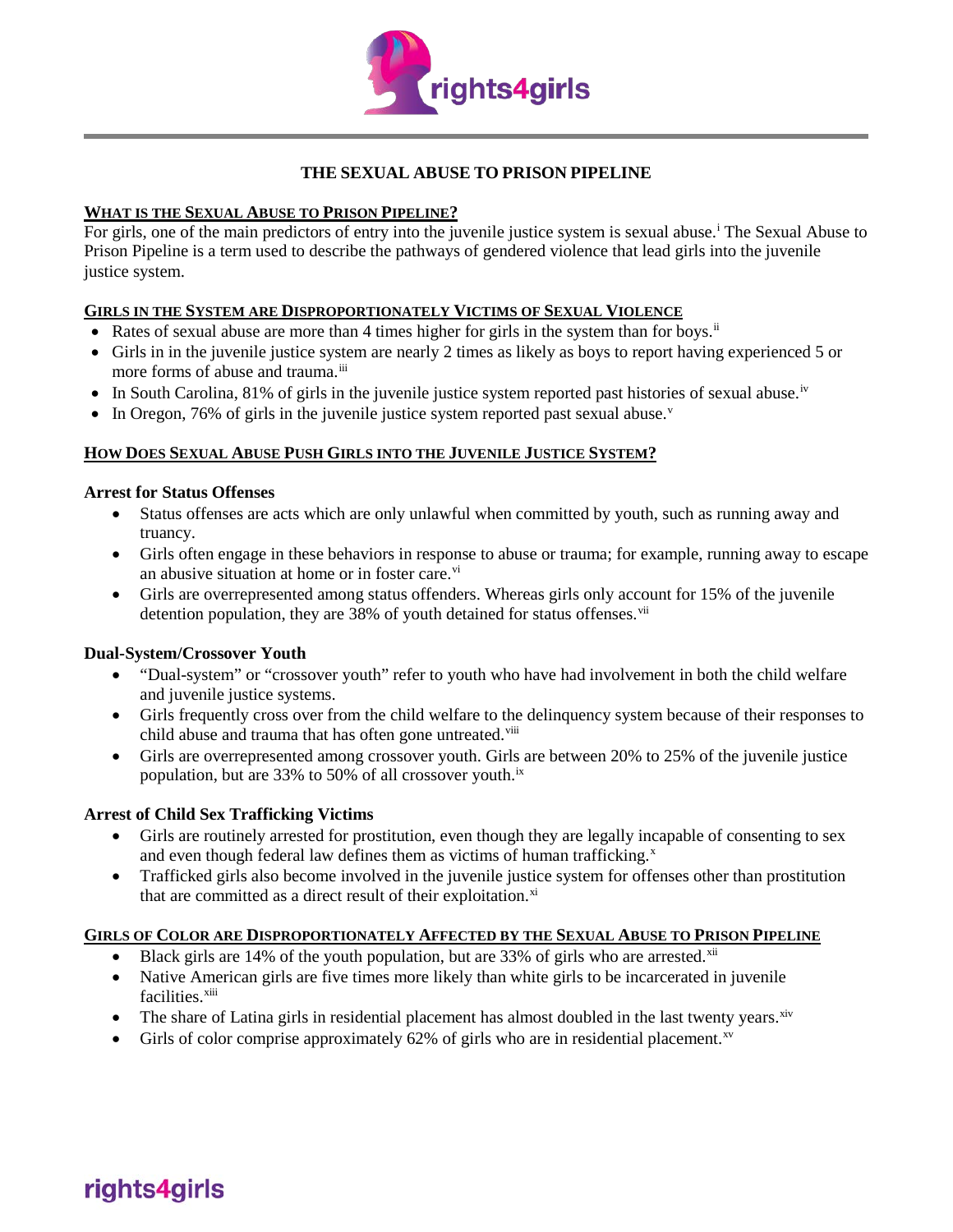# THE SEXUAL ABUSE TO PRISON PIPELINE

## WHAT IS THE SEXUAL ABUSE TO PRISON PIPELINE?

For girls, one of the main predictors of entry into the juvenile justice system is sexual abuse.[i] The Sexual Abuse to Prison Pipeline is a term used to describe the pathways of gendered violence that lead girls into the juvenile justice system.

## GIRLS IN THE SYSTEM ARE DISPROPORTIONATELY VICTIMS OF SEXUAL VIOLENCE

- Rates of sexual abuse are more than 4 times higher for girls in the system than for boys.[ii]
- Girls in in the juvenile justice system are nearly 2 times as likely as boys to report having experienced 5 or more forms of abuse and trauma.[iii]
- In South Carolina, 81% of girls in the juvenile justice system reported past histories of sexual abuse.[iv]
- In Oregon, 76% of girls in the juvenile justice system reported past sexual abuse.[v]

## HOW DOES SEXUAL ABUSE PUSH GIRLS INTO THE JUVENILE JUSTICE SYSTEM?

### Arrest for Status Offenses

- Status offenses are acts which are only unlawful when committed by youth, such as running away and truancy.
- Girls often engage in these behaviors in response to abuse or trauma; for example, running away to escape an abusive situation at home or in foster care.[vi]
- Girls are overrepresented among status offenders. Whereas girls only account for 15% of the juvenile detention population, they are 38% of youth detained for status offenses.[vii]

### Dual-System/Crossover Youth

- "Dual-system" or "crossover youth" refer to youth who have had involvement in both the child welfare and juvenile justice systems.
- Girls frequently cross over from the child welfare to the delinquency system because of their responses to child abuse and trauma that has often gone untreated.[viii]
- Girls are overrepresented among crossover youth. Girls are between 20% to 25% of the juvenile justice population, but are 33% to 50% of all crossover youth.[ix]

### Arrest of Child Sex Trafficking Victims

- Girls are routinely arrested for prostitution, even though they are legally incapable of consenting to sex and even though federal law defines them as victims of human trafficking.[x]
- Trafficked girls also become involved in the juvenile justice system for offenses other than prostitution that are committed as a direct result of their exploitation.[xi]

## GIRLS OF COLOR ARE DISPROPORTIONATELY AFFECTED BY THE SEXUAL ABUSE TO PRISON PIPELINE

- Black girls are 14% of the youth population, but are 33% of girls who are arrested.[xii]
- Native American girls are five times more likely than white girls to be incarcerated in juvenile facilities.[xiii]
- The share of Latina girls in residential placement has almost doubled in the last twenty years.[xiv]
- Girls of color comprise approximately 62% of girls who are in residential placement.[xv]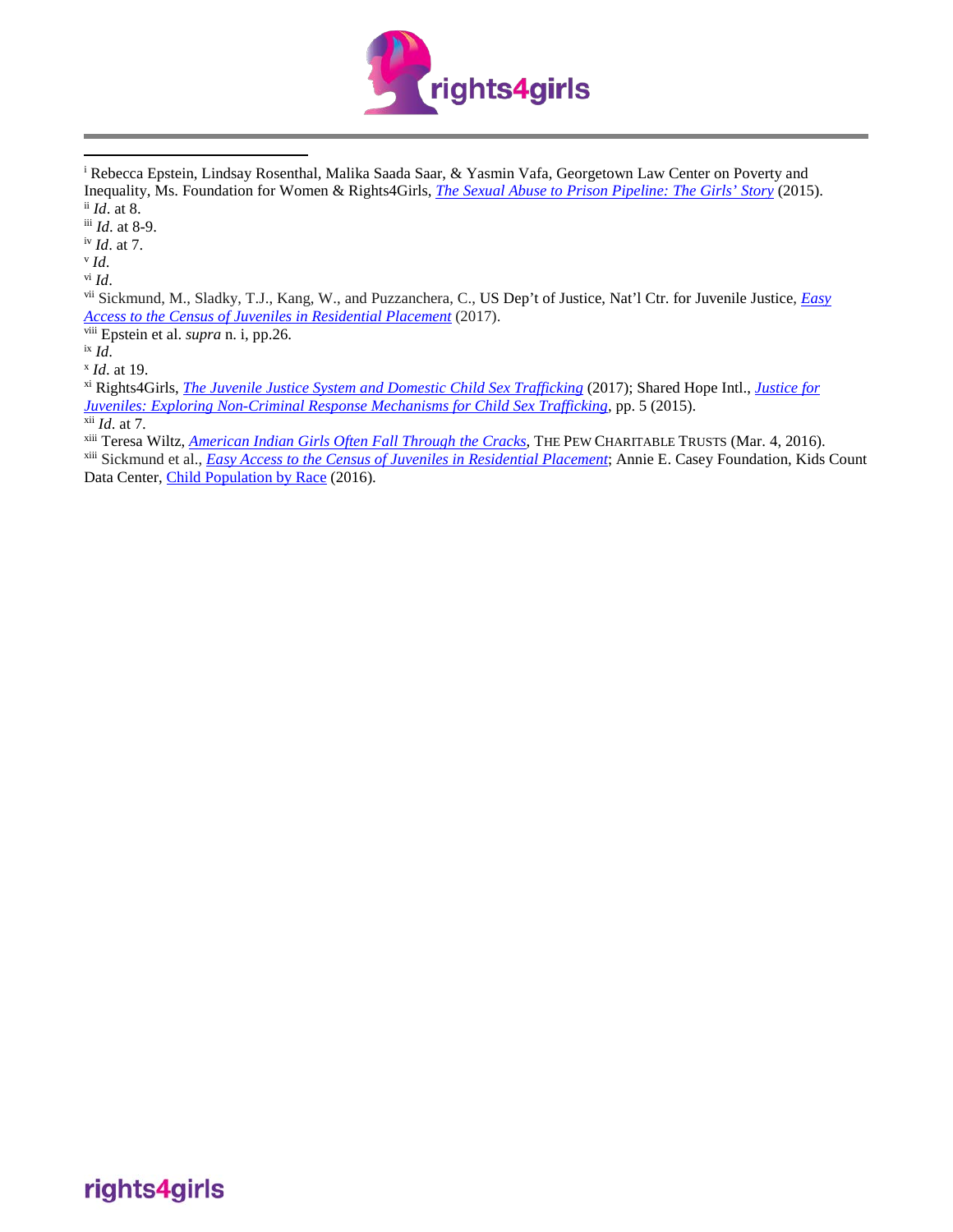[i] Rebecca Epstein, Lindsay Rosenthal, Malika Saada Saar, & Yasmin Vafa, Georgetown Law Center on Poverty and Inequality, Ms. Foundation for Women & Rights4Girls, *The Sexual Abuse to Prison Pipeline: The Girls' Story* (2015).

[ii] *Id*. at 8.

[iii] *Id*. at 8-9.

[iv] *Id*. at 7.

[v] *Id*.

[vi] *Id*.

[vii] Sickmund, M., Sladky, T.J., Kang, W., and Puzzanchera, C., US Dep't of Justice, Nat'l Ctr. for Juvenile Justice, *Easy Access to the Census of Juveniles in Residential Placement* (2017).

[viii] Epstein et al. *supra* n. i, pp.26.

[ix] *Id*.

[x] *Id*. at 19.

[xi] Rights4Girls, *The Juvenile Justice System and Domestic Child Sex Trafficking* (2017); Shared Hope Intl., *Justice for Juveniles: Exploring Non-Criminal Response Mechanisms for Child Sex Trafficking*, pp. 5 (2015).

[xii] *Id*. at 7.

[xiii] Teresa Wiltz, *American Indian Girls Often Fall Through the Cracks*, THE PEW CHARITABLE TRUSTS (Mar. 4, 2016).

[xiii] Sickmund et al., *Easy Access to the Census of Juveniles in Residential Placement*; Annie E. Casey Foundation, Kids Count Data Center, Child Population by Race (2016).